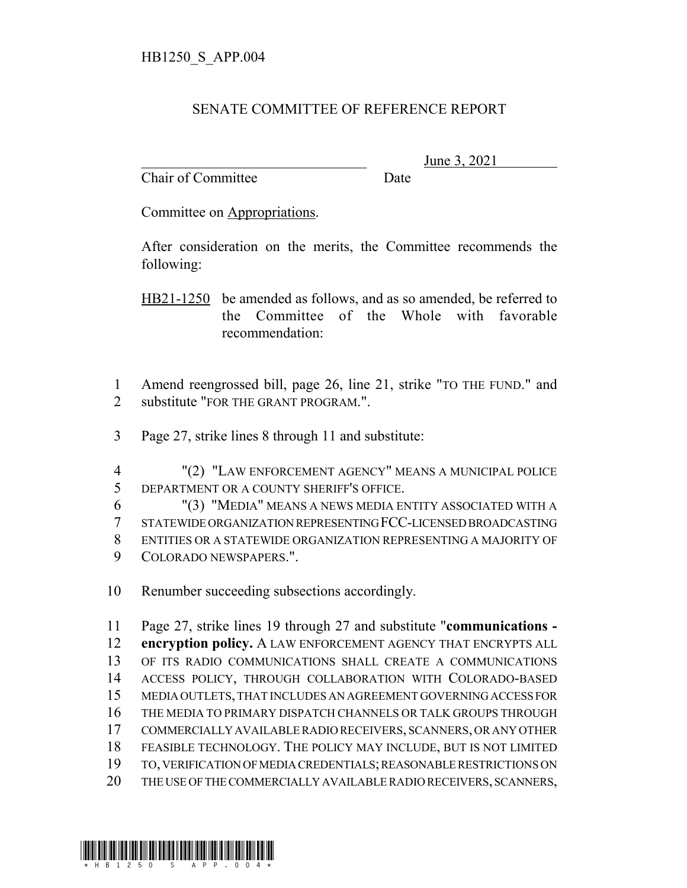HB1250_S_APP.004

SENATE COMMITTEE OF REFERENCE REPORT

________________________________ June 3, 2021
Chair of Committee Date

Committee on Appropriations.

After consideration on the merits, the Committee recommends the following:

HB21-1250 be amended as follows, and as so amended, be referred to the Committee of the Whole with favorable recommendation:

1 Amend reengrossed bill, page 26, line 21, strike "TO THE FUND." and
2 substitute "FOR THE GRANT PROGRAM.".

3 Page 27, strike lines 8 through 11 and substitute:

4 "(2) "LAW ENFORCEMENT AGENCY" MEANS A MUNICIPAL POLICE
5 DEPARTMENT OR A COUNTY SHERIFF'S OFFICE.
6 "(3) "MEDIA" MEANS A NEWS MEDIA ENTITY ASSOCIATED WITH A
7 STATEWIDE ORGANIZATION REPRESENTING FCC-LICENSED BROADCASTING
8 ENTITIES OR A STATEWIDE ORGANIZATION REPRESENTING A MAJORITY OF
9 COLORADO NEWSPAPERS.".

10 Renumber succeeding subsections accordingly.

11 Page 27, strike lines 19 through 27 and substitute "**communications -**
12 **encryption policy.** A LAW ENFORCEMENT AGENCY THAT ENCRYPTS ALL
13 OF ITS RADIO COMMUNICATIONS SHALL CREATE A COMMUNICATIONS
14 ACCESS POLICY, THROUGH COLLABORATION WITH COLORADO-BASED
15 MEDIA OUTLETS, THAT INCLUDES AN AGREEMENT GOVERNING ACCESS FOR
16 THE MEDIA TO PRIMARY DISPATCH CHANNELS OR TALK GROUPS THROUGH
17 COMMERCIALLY AVAILABLE RADIO RECEIVERS, SCANNERS, OR ANY OTHER
18 FEASIBLE TECHNOLOGY. THE POLICY MAY INCLUDE, BUT IS NOT LIMITED
19 TO, VERIFICATION OF MEDIA CREDENTIALS; REASONABLE RESTRICTIONS ON
20 THE USE OF THE COMMERCIALLY AVAILABLE RADIO RECEIVERS, SCANNERS,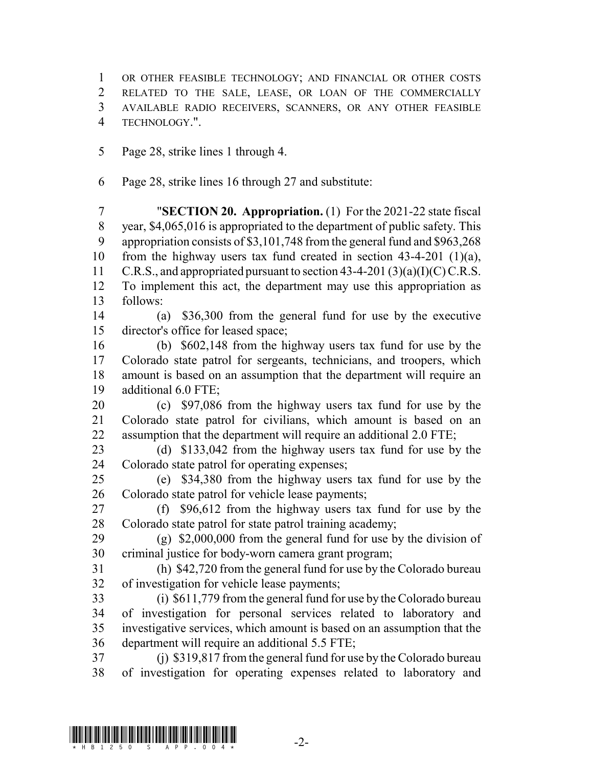OR OTHER FEASIBLE TECHNOLOGY; AND FINANCIAL OR OTHER COSTS RELATED TO THE SALE, LEASE, OR LOAN OF THE COMMERCIALLY AVAILABLE RADIO RECEIVERS, SCANNERS, OR ANY OTHER FEASIBLE TECHNOLOGY.".

Page 28, strike lines 1 through 4.

Page 28, strike lines 16 through 27 and substitute:

"**SECTION 20. Appropriation.** (1) For the 2021-22 state fiscal year, $4,065,016 is appropriated to the department of public safety. This appropriation consists of $3,101,748 from the general fund and $963,268 from the highway users tax fund created in section 43-4-201 (1)(a), C.R.S., and appropriated pursuant to section 43-4-201 (3)(a)(I)(C) C.R.S. To implement this act, the department may use this appropriation as follows:

(a) $36,300 from the general fund for use by the executive director's office for leased space;

(b) $602,148 from the highway users tax fund for use by the Colorado state patrol for sergeants, technicians, and troopers, which amount is based on an assumption that the department will require an additional 6.0 FTE;

(c) $97,086 from the highway users tax fund for use by the Colorado state patrol for civilians, which amount is based on an assumption that the department will require an additional 2.0 FTE;

(d) $133,042 from the highway users tax fund for use by the Colorado state patrol for operating expenses;

(e) $34,380 from the highway users tax fund for use by the Colorado state patrol for vehicle lease payments;

(f) $96,612 from the highway users tax fund for use by the Colorado state patrol for state patrol training academy;

(g) $2,000,000 from the general fund for use by the division of criminal justice for body-worn camera grant program;

(h) $42,720 from the general fund for use by the Colorado bureau of investigation for vehicle lease payments;

(i) $611,779 from the general fund for use by the Colorado bureau of investigation for personal services related to laboratory and investigative services, which amount is based on an assumption that the department will require an additional 5.5 FTE;

(j) $319,817 from the general fund for use by the Colorado bureau of investigation for operating expenses related to laboratory and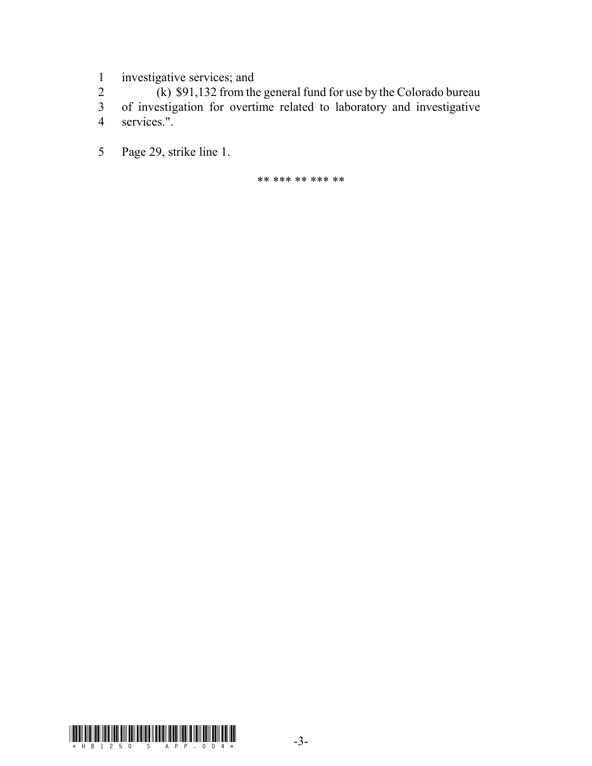1 investigative services; and

2 (k) $91,132 from the general fund for use by the Colorado bureau

3 of investigation for overtime related to laboratory and investigative

4 services.".

5 Page 29, strike line 1.

** *** ** *** **